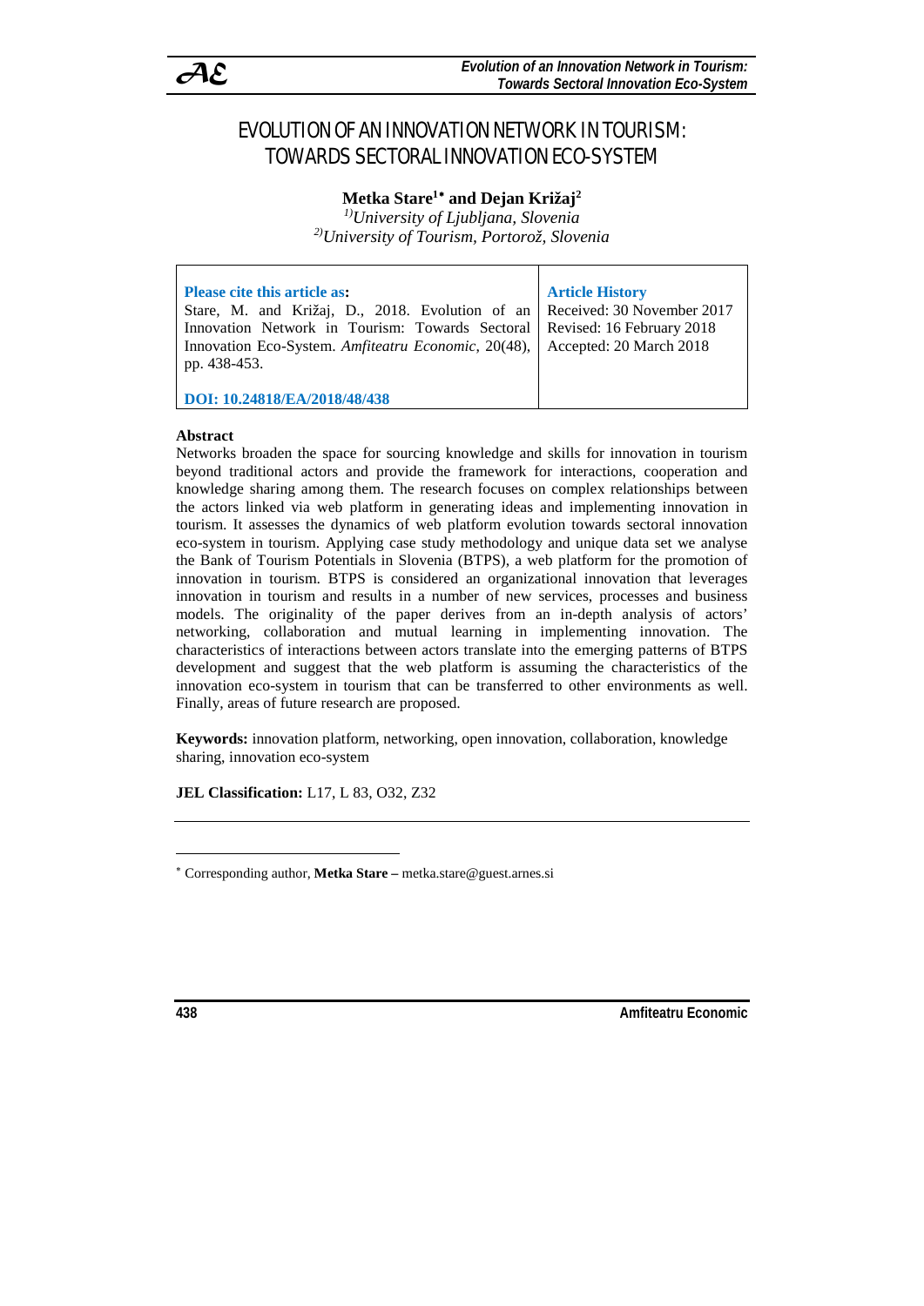# EVOLUTION OF AN INNOVATION NETWORK IN TOURISM: TOWARDS SECTORAL INNOVATION ECO-SYSTEM

**Metka Stare[1]* and Dejan Križaj[2]**

[1]*University of Ljubljana, Slovenia*
[2]*University of Tourism, Portorož, Slovenia*

| Please cite this article as: | Article History |
| --- | --- |
| Stare, M. and Križaj, D., 2018. Evolution of an Innovation Network in Tourism: Towards Sectoral Innovation Eco-System. *Amfiteatru Economic*, 20(48), pp. 438-453. | Received: 30 November 2017<br>Revised: 16 February 2018<br>Accepted: 20 March 2018 |
| **DOI: 10.24818/EA/2018/48/438** | |

**Abstract**

Networks broaden the space for sourcing knowledge and skills for innovation in tourism beyond traditional actors and provide the framework for interactions, cooperation and knowledge sharing among them. The research focuses on complex relationships between the actors linked via web platform in generating ideas and implementing innovation in tourism. It assesses the dynamics of web platform evolution towards sectoral innovation eco-system in tourism. Applying case study methodology and unique data set we analyse the Bank of Tourism Potentials in Slovenia (BTPS), a web platform for the promotion of innovation in tourism. BTPS is considered an organizational innovation that leverages innovation in tourism and results in a number of new services, processes and business models. The originality of the paper derives from an in-depth analysis of actors' networking, collaboration and mutual learning in implementing innovation. The characteristics of interactions between actors translate into the emerging patterns of BTPS development and suggest that the web platform is assuming the characteristics of the innovation eco-system in tourism that can be transferred to other environments as well. Finally, areas of future research are proposed.

**Keywords:** innovation platform, networking, open innovation, collaboration, knowledge sharing, innovation eco-system

**JEL Classification:** L17, L 83, O32, Z32

---

* Corresponding author, **Metka Stare –** metka.stare@guest.arnes.si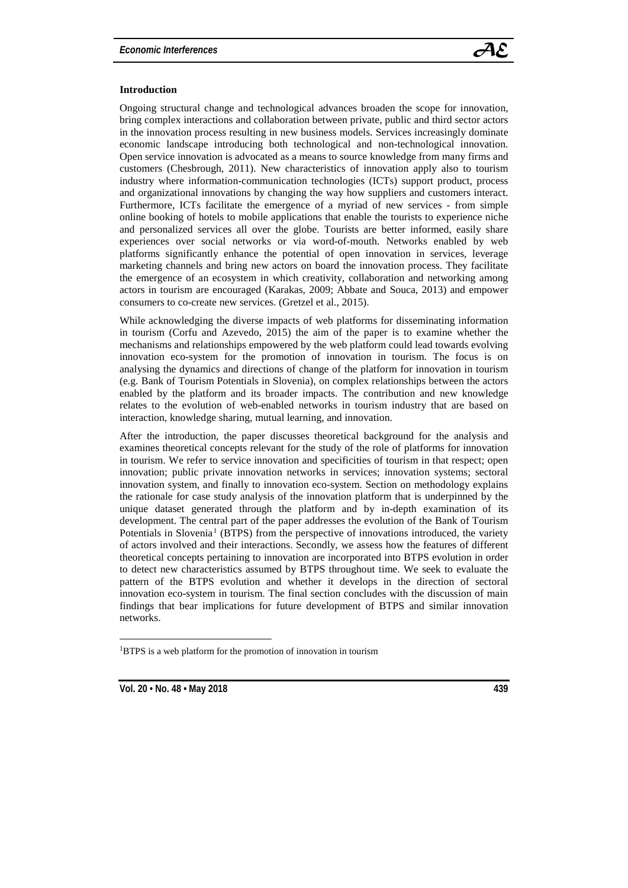## Introduction

Ongoing structural change and technological advances broaden the scope for innovation, bring complex interactions and collaboration between private, public and third sector actors in the innovation process resulting in new business models. Services increasingly dominate economic landscape introducing both technological and non-technological innovation. Open service innovation is advocated as a means to source knowledge from many firms and customers (Chesbrough, 2011). New characteristics of innovation apply also to tourism industry where information-communication technologies (ICTs) support product, process and organizational innovations by changing the way how suppliers and customers interact. Furthermore, ICTs facilitate the emergence of a myriad of new services - from simple online booking of hotels to mobile applications that enable the tourists to experience niche and personalized services all over the globe. Tourists are better informed, easily share experiences over social networks or via word-of-mouth. Networks enabled by web platforms significantly enhance the potential of open innovation in services, leverage marketing channels and bring new actors on board the innovation process. They facilitate the emergence of an ecosystem in which creativity, collaboration and networking among actors in tourism are encouraged (Karakas, 2009; Abbate and Souca, 2013) and empower consumers to co-create new services. (Gretzel et al., 2015).

While acknowledging the diverse impacts of web platforms for disseminating information in tourism (Corfu and Azevedo, 2015) the aim of the paper is to examine whether the mechanisms and relationships empowered by the web platform could lead towards evolving innovation eco-system for the promotion of innovation in tourism. The focus is on analysing the dynamics and directions of change of the platform for innovation in tourism (e.g. Bank of Tourism Potentials in Slovenia), on complex relationships between the actors enabled by the platform and its broader impacts. The contribution and new knowledge relates to the evolution of web-enabled networks in tourism industry that are based on interaction, knowledge sharing, mutual learning, and innovation.

After the introduction, the paper discusses theoretical background for the analysis and examines theoretical concepts relevant for the study of the role of platforms for innovation in tourism. We refer to service innovation and specificities of tourism in that respect; open innovation; public private innovation networks in services; innovation systems; sectoral innovation system, and finally to innovation eco-system. Section on methodology explains the rationale for case study analysis of the innovation platform that is underpinned by the unique dataset generated through the platform and by in-depth examination of its development. The central part of the paper addresses the evolution of the Bank of Tourism Potentials in Slovenia[1] (BTPS) from the perspective of innovations introduced, the variety of actors involved and their interactions. Secondly, we assess how the features of different theoretical concepts pertaining to innovation are incorporated into BTPS evolution in order to detect new characteristics assumed by BTPS throughout time. We seek to evaluate the pattern of the BTPS evolution and whether it develops in the direction of sectoral innovation eco-system in tourism. The final section concludes with the discussion of main findings that bear implications for future development of BTPS and similar innovation networks.

---

[1] BTPS is a web platform for the promotion of innovation in tourism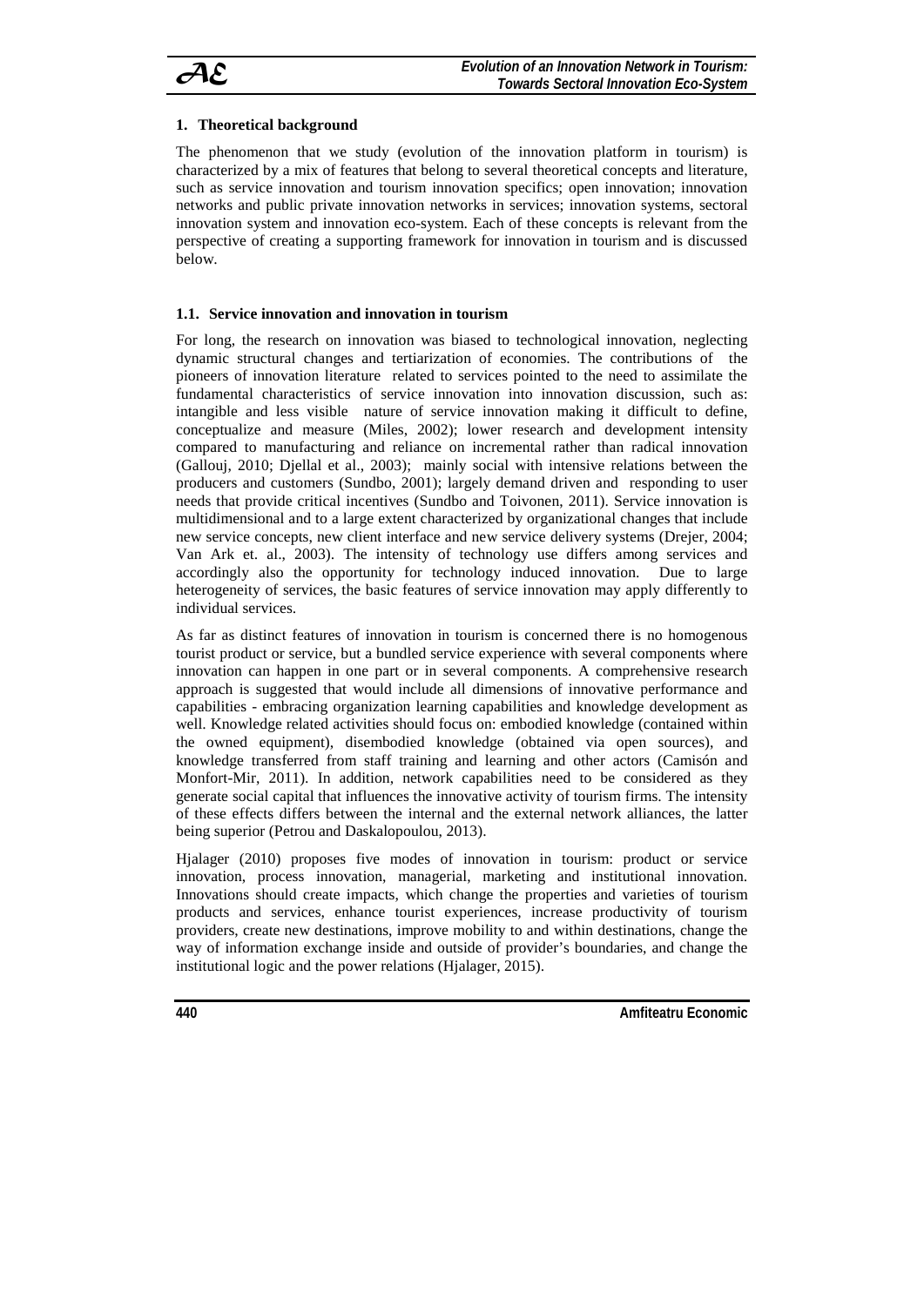## 1. Theoretical background

The phenomenon that we study (evolution of the innovation platform in tourism) is characterized by a mix of features that belong to several theoretical concepts and literature, such as service innovation and tourism innovation specifics; open innovation; innovation networks and public private innovation networks in services; innovation systems, sectoral innovation system and innovation eco-system. Each of these concepts is relevant from the perspective of creating a supporting framework for innovation in tourism and is discussed below.

### 1.1. Service innovation and innovation in tourism

For long, the research on innovation was biased to technological innovation, neglecting dynamic structural changes and tertiarization of economies. The contributions of the pioneers of innovation literature related to services pointed to the need to assimilate the fundamental characteristics of service innovation into innovation discussion, such as: intangible and less visible nature of service innovation making it difficult to define, conceptualize and measure (Miles, 2002); lower research and development intensity compared to manufacturing and reliance on incremental rather than radical innovation (Gallouj, 2010; Djellal et al., 2003); mainly social with intensive relations between the producers and customers (Sundbo, 2001); largely demand driven and responding to user needs that provide critical incentives (Sundbo and Toivonen, 2011). Service innovation is multidimensional and to a large extent characterized by organizational changes that include new service concepts, new client interface and new service delivery systems (Drejer, 2004; Van Ark et. al., 2003). The intensity of technology use differs among services and accordingly also the opportunity for technology induced innovation. Due to large heterogeneity of services, the basic features of service innovation may apply differently to individual services.

As far as distinct features of innovation in tourism is concerned there is no homogenous tourist product or service, but a bundled service experience with several components where innovation can happen in one part or in several components. A comprehensive research approach is suggested that would include all dimensions of innovative performance and capabilities - embracing organization learning capabilities and knowledge development as well. Knowledge related activities should focus on: embodied knowledge (contained within the owned equipment), disembodied knowledge (obtained via open sources), and knowledge transferred from staff training and learning and other actors (Camisón and Monfort-Mir, 2011). In addition, network capabilities need to be considered as they generate social capital that influences the innovative activity of tourism firms. The intensity of these effects differs between the internal and the external network alliances, the latter being superior (Petrou and Daskalopoulou, 2013).

Hjalager (2010) proposes five modes of innovation in tourism: product or service innovation, process innovation, managerial, marketing and institutional innovation. Innovations should create impacts, which change the properties and varieties of tourism products and services, enhance tourist experiences, increase productivity of tourism providers, create new destinations, improve mobility to and within destinations, change the way of information exchange inside and outside of provider's boundaries, and change the institutional logic and the power relations (Hjalager, 2015).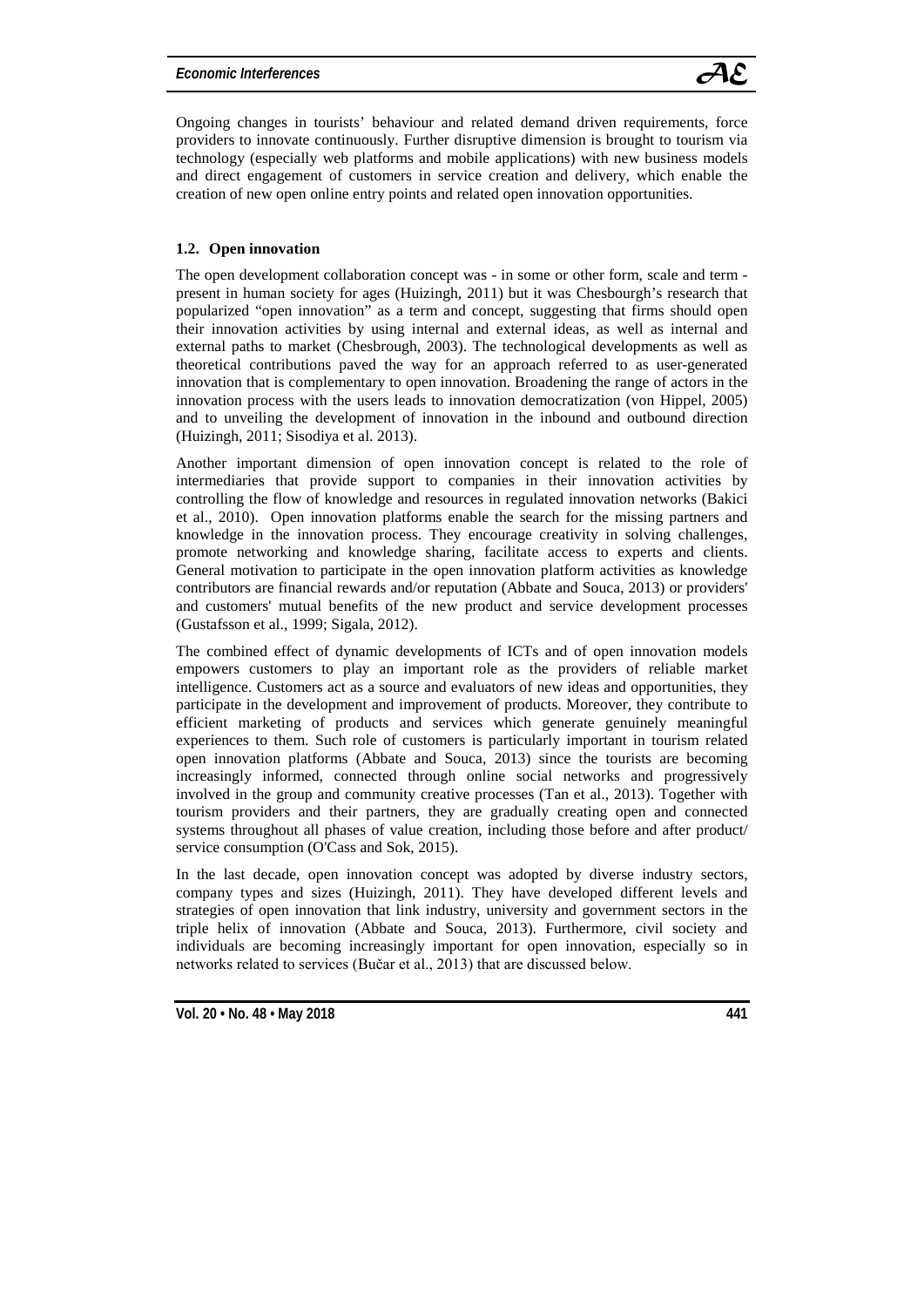Ongoing changes in tourists' behaviour and related demand driven requirements, force providers to innovate continuously. Further disruptive dimension is brought to tourism via technology (especially web platforms and mobile applications) with new business models and direct engagement of customers in service creation and delivery, which enable the creation of new open online entry points and related open innovation opportunities.

### 1.2. Open innovation

The open development collaboration concept was - in some or other form, scale and term - present in human society for ages (Huizingh, 2011) but it was Chesbourgh's research that popularized "open innovation" as a term and concept, suggesting that firms should open their innovation activities by using internal and external ideas, as well as internal and external paths to market (Chesbrough, 2003). The technological developments as well as theoretical contributions paved the way for an approach referred to as user-generated innovation that is complementary to open innovation. Broadening the range of actors in the innovation process with the users leads to innovation democratization (von Hippel, 2005) and to unveiling the development of innovation in the inbound and outbound direction (Huizingh, 2011; Sisodiya et al. 2013).

Another important dimension of open innovation concept is related to the role of intermediaries that provide support to companies in their innovation activities by controlling the flow of knowledge and resources in regulated innovation networks (Bakici et al., 2010). Open innovation platforms enable the search for the missing partners and knowledge in the innovation process. They encourage creativity in solving challenges, promote networking and knowledge sharing, facilitate access to experts and clients. General motivation to participate in the open innovation platform activities as knowledge contributors are financial rewards and/or reputation (Abbate and Souca, 2013) or providers' and customers' mutual benefits of the new product and service development processes (Gustafsson et al., 1999; Sigala, 2012).

The combined effect of dynamic developments of ICTs and of open innovation models empowers customers to play an important role as the providers of reliable market intelligence. Customers act as a source and evaluators of new ideas and opportunities, they participate in the development and improvement of products. Moreover, they contribute to efficient marketing of products and services which generate genuinely meaningful experiences to them. Such role of customers is particularly important in tourism related open innovation platforms (Abbate and Souca, 2013) since the tourists are becoming increasingly informed, connected through online social networks and progressively involved in the group and community creative processes (Tan et al., 2013). Together with tourism providers and their partners, they are gradually creating open and connected systems throughout all phases of value creation, including those before and after product/ service consumption (O'Cass and Sok, 2015).

In the last decade, open innovation concept was adopted by diverse industry sectors, company types and sizes (Huizingh, 2011). They have developed different levels and strategies of open innovation that link industry, university and government sectors in the triple helix of innovation (Abbate and Souca, 2013). Furthermore, civil society and individuals are becoming increasingly important for open innovation, especially so in networks related to services (Bučar et al., 2013) that are discussed below.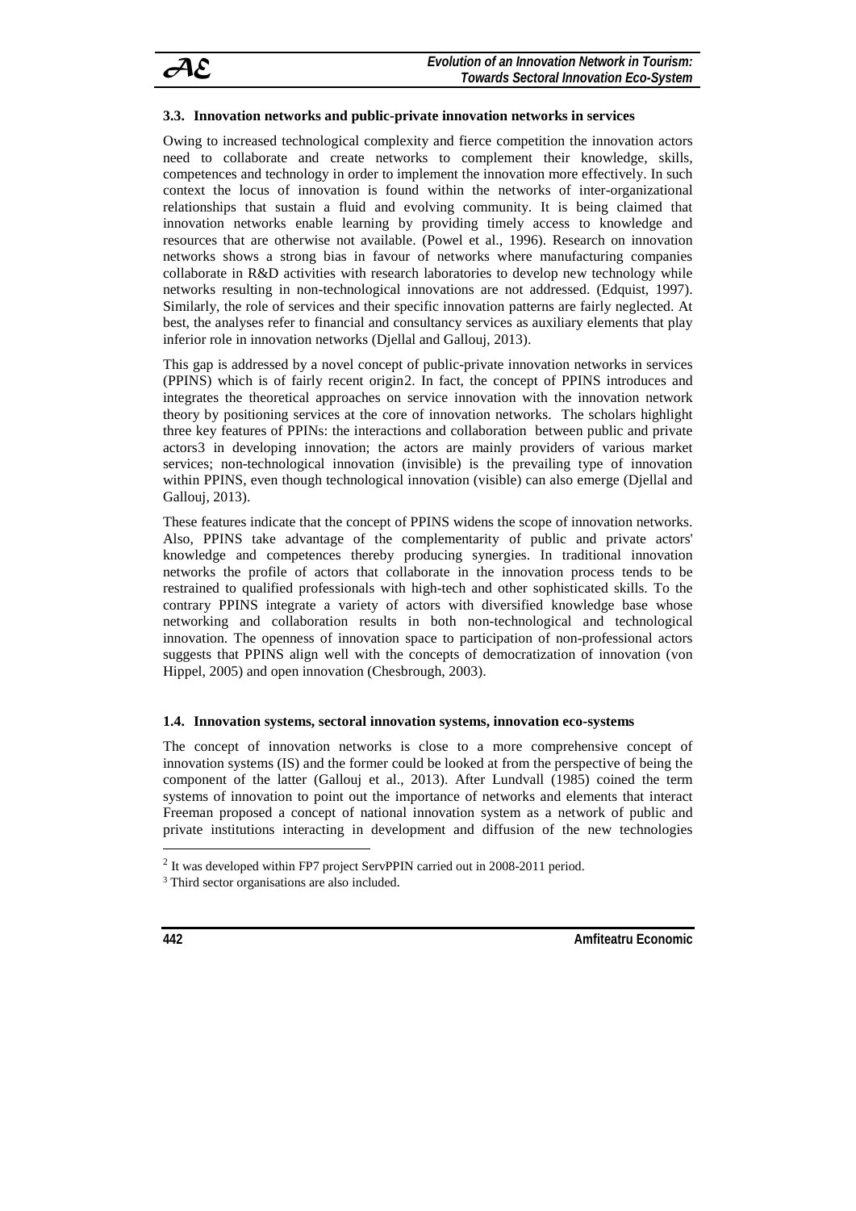### 3.3. Innovation networks and public-private innovation networks in services

Owing to increased technological complexity and fierce competition the innovation actors need to collaborate and create networks to complement their knowledge, skills, competences and technology in order to implement the innovation more effectively. In such context the locus of innovation is found within the networks of inter-organizational relationships that sustain a fluid and evolving community. It is being claimed that innovation networks enable learning by providing timely access to knowledge and resources that are otherwise not available. (Powel et al., 1996). Research on innovation networks shows a strong bias in favour of networks where manufacturing companies collaborate in R&D activities with research laboratories to develop new technology while networks resulting in non-technological innovations are not addressed. (Edquist, 1997). Similarly, the role of services and their specific innovation patterns are fairly neglected. At best, the analyses refer to financial and consultancy services as auxiliary elements that play inferior role in innovation networks (Djellal and Gallouj, 2013).

This gap is addressed by a novel concept of public-private innovation networks in services (PPINS) which is of fairly recent origin[2]. In fact, the concept of PPINS introduces and integrates the theoretical approaches on service innovation with the innovation network theory by positioning services at the core of innovation networks. The scholars highlight three key features of PPINs: the interactions and collaboration between public and private actors[3] in developing innovation; the actors are mainly providers of various market services; non-technological innovation (invisible) is the prevailing type of innovation within PPINS, even though technological innovation (visible) can also emerge (Djellal and Gallouj, 2013).

These features indicate that the concept of PPINS widens the scope of innovation networks. Also, PPINS take advantage of the complementarity of public and private actors' knowledge and competences thereby producing synergies. In traditional innovation networks the profile of actors that collaborate in the innovation process tends to be restrained to qualified professionals with high-tech and other sophisticated skills. To the contrary PPINS integrate a variety of actors with diversified knowledge base whose networking and collaboration results in both non-technological and technological innovation. The openness of innovation space to participation of non-professional actors suggests that PPINS align well with the concepts of democratization of innovation (von Hippel, 2005) and open innovation (Chesbrough, 2003).

### 1.4. Innovation systems, sectoral innovation systems, innovation eco-systems

The concept of innovation networks is close to a more comprehensive concept of innovation systems (IS) and the former could be looked at from the perspective of being the component of the latter (Gallouj et al., 2013). After Lundvall (1985) coined the term systems of innovation to point out the importance of networks and elements that interact Freeman proposed a concept of national innovation system as a network of public and private institutions interacting in development and diffusion of the new technologies

---

[2] It was developed within FP7 project ServPPIN carried out in 2008-2011 period.

[3] Third sector organisations are also included.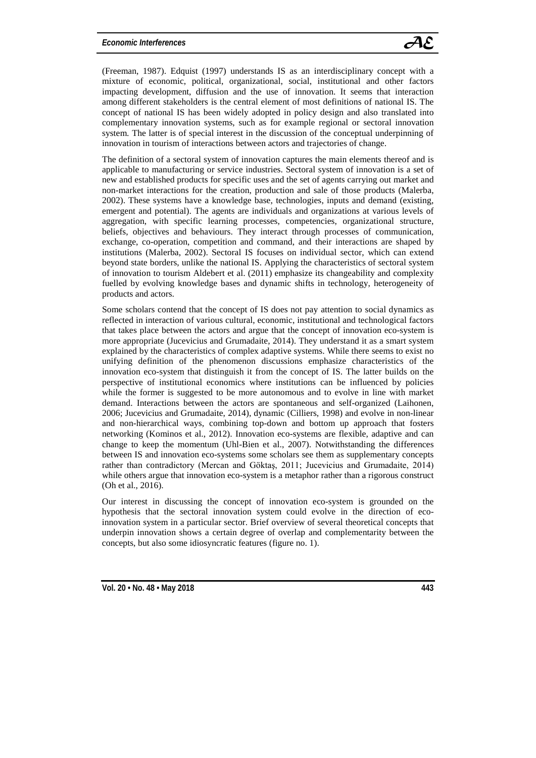(Freeman, 1987). Edquist (1997) understands IS as an interdisciplinary concept with a mixture of economic, political, organizational, social, institutional and other factors impacting development, diffusion and the use of innovation. It seems that interaction among different stakeholders is the central element of most definitions of national IS. The concept of national IS has been widely adopted in policy design and also translated into complementary innovation systems, such as for example regional or sectoral innovation system. The latter is of special interest in the discussion of the conceptual underpinning of innovation in tourism of interactions between actors and trajectories of change.

The definition of a sectoral system of innovation captures the main elements thereof and is applicable to manufacturing or service industries. Sectoral system of innovation is a set of new and established products for specific uses and the set of agents carrying out market and non-market interactions for the creation, production and sale of those products (Malerba, 2002). These systems have a knowledge base, technologies, inputs and demand (existing, emergent and potential). The agents are individuals and organizations at various levels of aggregation, with specific learning processes, competencies, organizational structure, beliefs, objectives and behaviours. They interact through processes of communication, exchange, co-operation, competition and command, and their interactions are shaped by institutions (Malerba, 2002). Sectoral IS focuses on individual sector, which can extend beyond state borders, unlike the national IS. Applying the characteristics of sectoral system of innovation to tourism Aldebert et al. (2011) emphasize its changeability and complexity fuelled by evolving knowledge bases and dynamic shifts in technology, heterogeneity of products and actors.

Some scholars contend that the concept of IS does not pay attention to social dynamics as reflected in interaction of various cultural, economic, institutional and technological factors that takes place between the actors and argue that the concept of innovation eco-system is more appropriate (Jucevicius and Grumadaite, 2014). They understand it as a smart system explained by the characteristics of complex adaptive systems. While there seems to exist no unifying definition of the phenomenon discussions emphasize characteristics of the innovation eco-system that distinguish it from the concept of IS. The latter builds on the perspective of institutional economics where institutions can be influenced by policies while the former is suggested to be more autonomous and to evolve in line with market demand. Interactions between the actors are spontaneous and self-organized (Laihonen, 2006; Jucevicius and Grumadaite, 2014), dynamic (Cilliers, 1998) and evolve in non-linear and non-hierarchical ways, combining top-down and bottom up approach that fosters networking (Kominos et al., 2012). Innovation eco-systems are flexible, adaptive and can change to keep the momentum (Uhl-Bien et al., 2007). Notwithstanding the differences between IS and innovation eco-systems some scholars see them as supplementary concepts rather than contradictory (Mercan and Göktaş, 2011; Jucevicius and Grumadaite, 2014) while others argue that innovation eco-system is a metaphor rather than a rigorous construct (Oh et al., 2016).

Our interest in discussing the concept of innovation eco-system is grounded on the hypothesis that the sectoral innovation system could evolve in the direction of eco-innovation system in a particular sector. Brief overview of several theoretical concepts that underpin innovation shows a certain degree of overlap and complementarity between the concepts, but also some idiosyncratic features (figure no. 1).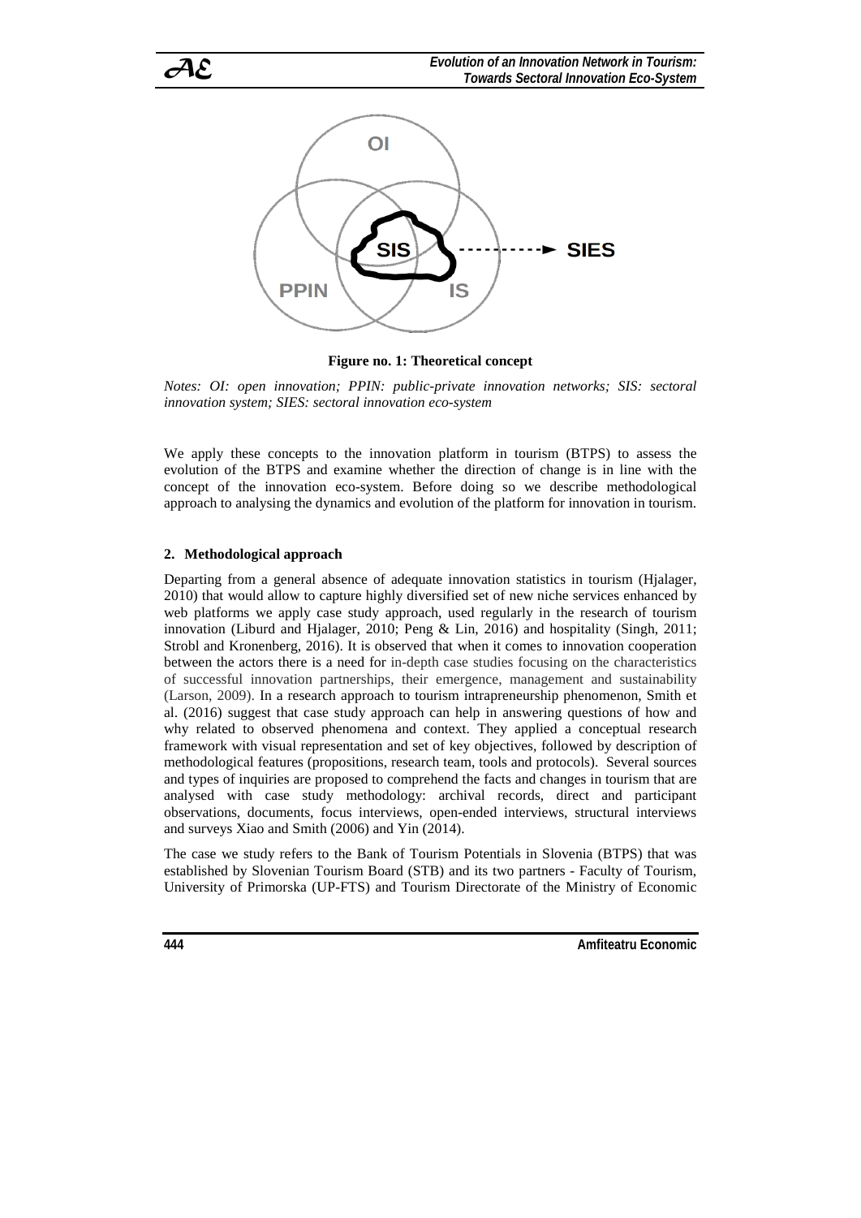OI

SIS

SIES

PPIN

IS

**Figure no. 1: Theoretical concept**

*Notes: OI: open innovation; PPIN: public-private innovation networks; SIS: sectoral innovation system; SIES: sectoral innovation eco-system*

We apply these concepts to the innovation platform in tourism (BTPS) to assess the evolution of the BTPS and examine whether the direction of change is in line with the concept of the innovation eco-system. Before doing so we describe methodological approach to analysing the dynamics and evolution of the platform for innovation in tourism.

## 2. Methodological approach

Departing from a general absence of adequate innovation statistics in tourism (Hjalager, 2010) that would allow to capture highly diversified set of new niche services enhanced by web platforms we apply case study approach, used regularly in the research of tourism innovation (Liburd and Hjalager, 2010; Peng & Lin, 2016) and hospitality (Singh, 2011; Strobl and Kronenberg, 2016). It is observed that when it comes to innovation cooperation between the actors there is a need for in-depth case studies focusing on the characteristics of successful innovation partnerships, their emergence, management and sustainability (Larson, 2009). In a research approach to tourism intrapreneurship phenomenon, Smith et al. (2016) suggest that case study approach can help in answering questions of how and why related to observed phenomena and context. They applied a conceptual research framework with visual representation and set of key objectives, followed by description of methodological features (propositions, research team, tools and protocols). Several sources and types of inquiries are proposed to comprehend the facts and changes in tourism that are analysed with case study methodology: archival records, direct and participant observations, documents, focus interviews, open-ended interviews, structural interviews and surveys Xiao and Smith (2006) and Yin (2014).

The case we study refers to the Bank of Tourism Potentials in Slovenia (BTPS) that was established by Slovenian Tourism Board (STB) and its two partners - Faculty of Tourism, University of Primorska (UP-FTS) and Tourism Directorate of the Ministry of Economic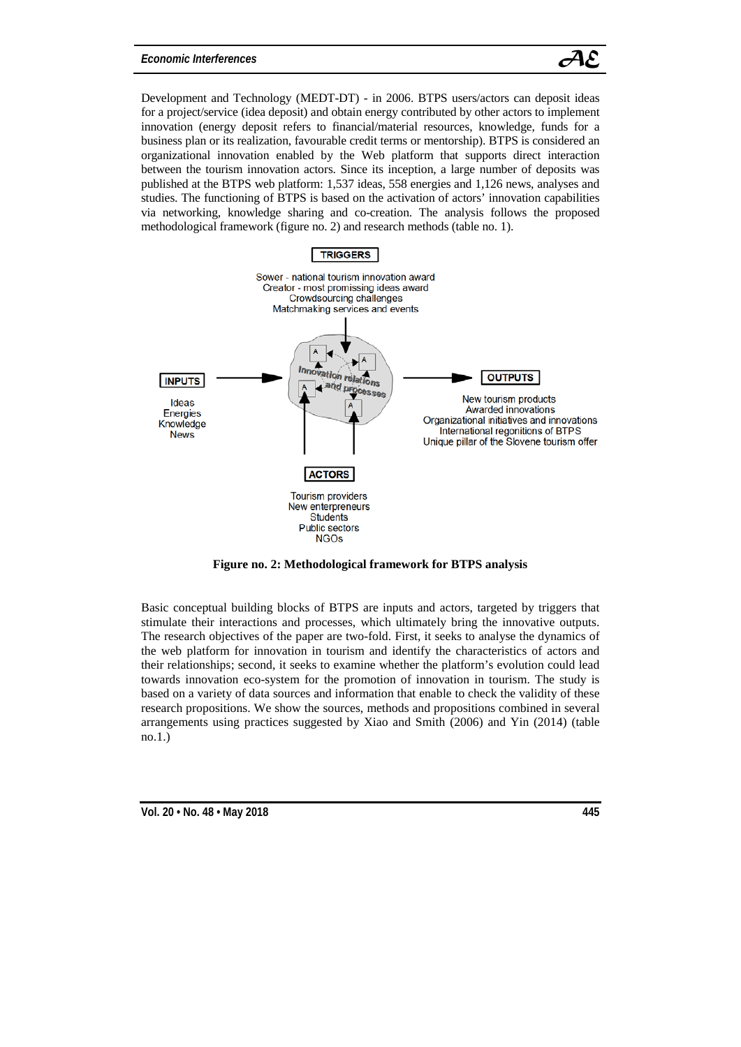Development and Technology (MEDT-DT) - in 2006. BTPS users/actors can deposit ideas for a project/service (idea deposit) and obtain energy contributed by other actors to implement innovation (energy deposit refers to financial/material resources, knowledge, funds for a business plan or its realization, favourable credit terms or mentorship). BTPS is considered an organizational innovation enabled by the Web platform that supports direct interaction between the tourism innovation actors. Since its inception, a large number of deposits was published at the BTPS web platform: 1,537 ideas, 558 energies and 1,126 news, analyses and studies. The functioning of BTPS is based on the activation of actors' innovation capabilities via networking, knowledge sharing and co-creation. The analysis follows the proposed methodological framework (figure no. 2) and research methods (table no. 1).

TRIGGERS

Sower - national tourism innovation award
Creator - most promissing ideas award
Crowdsourcing challenges
Matchmaking services and events

INPUTS

Ideas
Energies
Knowledge
News

Innovation relations and processes

A

OUTPUTS

New tourism products
Awarded innovations
Organizational initiatives and innovations
International regonitions of BTPS
Unique pillar of the Slovene tourism offer

ACTORS

Tourism providers
New enterpreneurs
Students
Public sectors
NGOs

**Figure no. 2: Methodological framework for BTPS analysis**

Basic conceptual building blocks of BTPS are inputs and actors, targeted by triggers that stimulate their interactions and processes, which ultimately bring the innovative outputs. The research objectives of the paper are two-fold. First, it seeks to analyse the dynamics of the web platform for innovation in tourism and identify the characteristics of actors and their relationships; second, it seeks to examine whether the platform's evolution could lead towards innovation eco-system for the promotion of innovation in tourism. The study is based on a variety of data sources and information that enable to check the validity of these research propositions. We show the sources, methods and propositions combined in several arrangements using practices suggested by Xiao and Smith (2006) and Yin (2014) (table no.1.)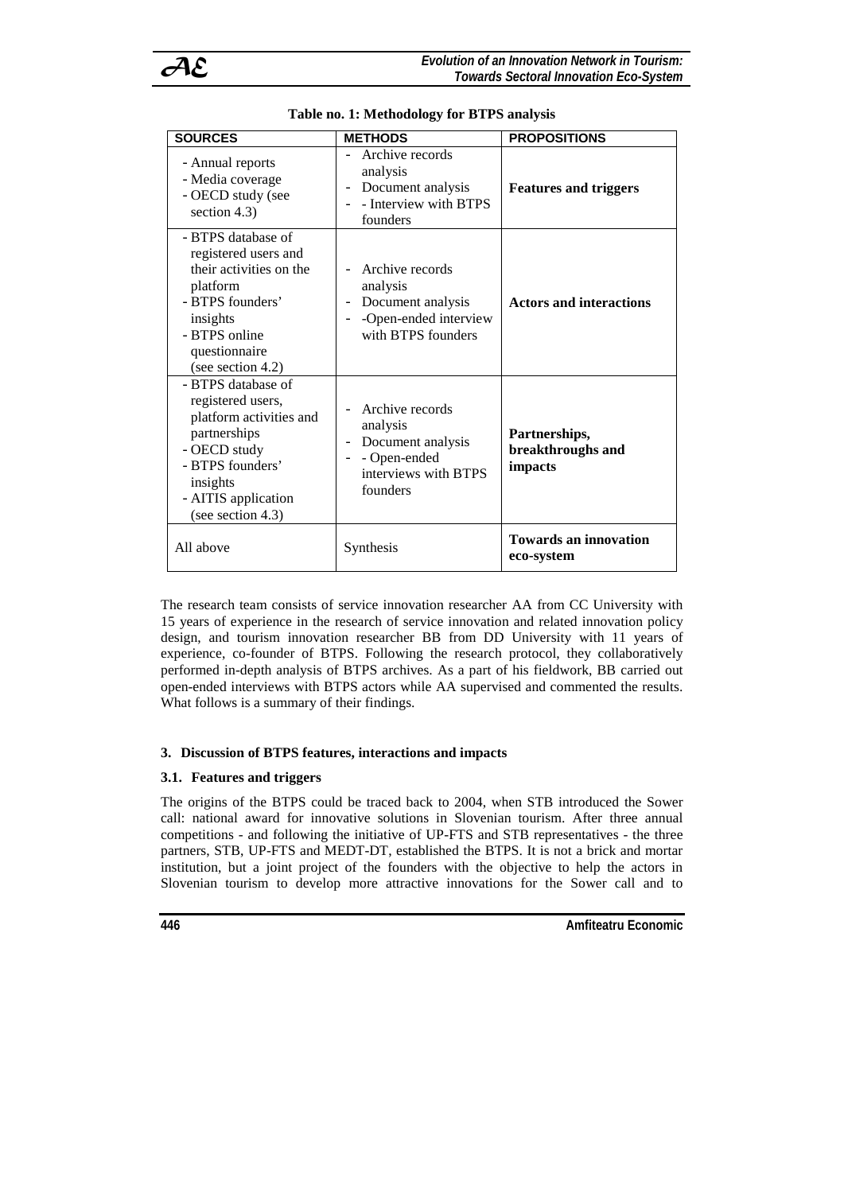**Table no. 1: Methodology for BTPS analysis**

| SOURCES | METHODS | PROPOSITIONS |
|---|---|---|
| - Annual reports<br>- Media coverage<br>- OECD study (see section 4.3) | - Archive records analysis<br>- Document analysis<br>- - Interview with BTPS founders | **Features and triggers** |
| - BTPS database of registered users and their activities on the platform<br>- BTPS founders' insights<br>- BTPS online questionnaire (see section 4.2) | - Archive records analysis<br>- Document analysis<br>- -Open-ended interview with BTPS founders | **Actors and interactions** |
| - BTPS database of registered users, platform activities and partnerships<br>- OECD study<br>- BTPS founders' insights<br>- AITIS application (see section 4.3) | - Archive records analysis<br>- Document analysis<br>- - Open-ended interviews with BTPS founders | **Partnerships, breakthroughs and impacts** |
| All above | Synthesis | **Towards an innovation eco-system** |

The research team consists of service innovation researcher AA from CC University with 15 years of experience in the research of service innovation and related innovation policy design, and tourism innovation researcher BB from DD University with 11 years of experience, co-founder of BTPS. Following the research protocol, they collaboratively performed in-depth analysis of BTPS archives. As a part of his fieldwork, BB carried out open-ended interviews with BTPS actors while AA supervised and commented the results. What follows is a summary of their findings.

## 3. Discussion of BTPS features, interactions and impacts

### 3.1. Features and triggers

The origins of the BTPS could be traced back to 2004, when STB introduced the Sower call: national award for innovative solutions in Slovenian tourism. After three annual competitions - and following the initiative of UP-FTS and STB representatives - the three partners, STB, UP-FTS and MEDT-DT, established the BTPS. It is not a brick and mortar institution, but a joint project of the founders with the objective to help the actors in Slovenian tourism to develop more attractive innovations for the Sower call and to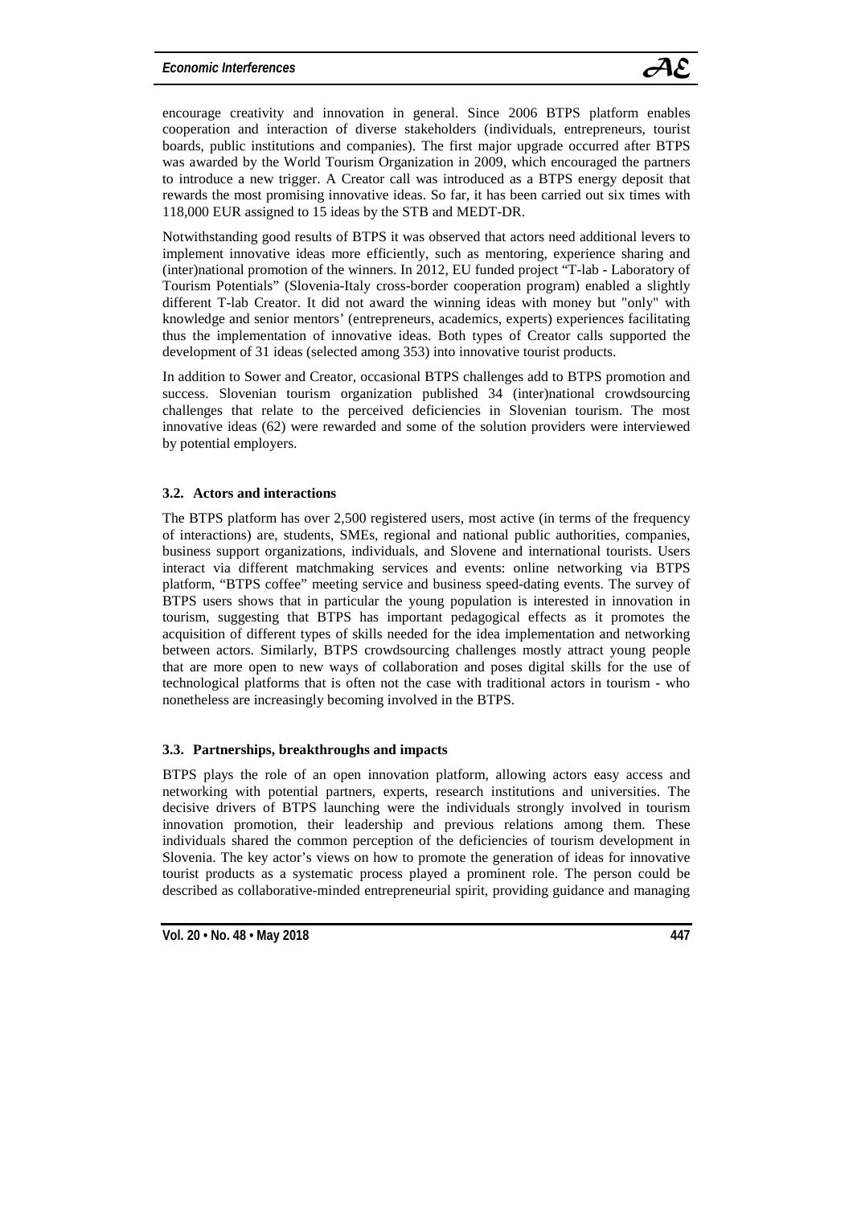encourage creativity and innovation in general. Since 2006 BTPS platform enables cooperation and interaction of diverse stakeholders (individuals, entrepreneurs, tourist boards, public institutions and companies). The first major upgrade occurred after BTPS was awarded by the World Tourism Organization in 2009, which encouraged the partners to introduce a new trigger. A Creator call was introduced as a BTPS energy deposit that rewards the most promising innovative ideas. So far, it has been carried out six times with 118,000 EUR assigned to 15 ideas by the STB and MEDT-DR.

Notwithstanding good results of BTPS it was observed that actors need additional levers to implement innovative ideas more efficiently, such as mentoring, experience sharing and (inter)national promotion of the winners. In 2012, EU funded project "T-lab - Laboratory of Tourism Potentials" (Slovenia-Italy cross-border cooperation program) enabled a slightly different T-lab Creator. It did not award the winning ideas with money but "only" with knowledge and senior mentors' (entrepreneurs, academics, experts) experiences facilitating thus the implementation of innovative ideas. Both types of Creator calls supported the development of 31 ideas (selected among 353) into innovative tourist products.

In addition to Sower and Creator, occasional BTPS challenges add to BTPS promotion and success. Slovenian tourism organization published 34 (inter)national crowdsourcing challenges that relate to the perceived deficiencies in Slovenian tourism. The most innovative ideas (62) were rewarded and some of the solution providers were interviewed by potential employers.

### 3.2. Actors and interactions

The BTPS platform has over 2,500 registered users, most active (in terms of the frequency of interactions) are, students, SMEs, regional and national public authorities, companies, business support organizations, individuals, and Slovene and international tourists. Users interact via different matchmaking services and events: online networking via BTPS platform, "BTPS coffee" meeting service and business speed-dating events. The survey of BTPS users shows that in particular the young population is interested in innovation in tourism, suggesting that BTPS has important pedagogical effects as it promotes the acquisition of different types of skills needed for the idea implementation and networking between actors. Similarly, BTPS crowdsourcing challenges mostly attract young people that are more open to new ways of collaboration and poses digital skills for the use of technological platforms that is often not the case with traditional actors in tourism - who nonetheless are increasingly becoming involved in the BTPS.

### 3.3. Partnerships, breakthroughs and impacts

BTPS plays the role of an open innovation platform, allowing actors easy access and networking with potential partners, experts, research institutions and universities. The decisive drivers of BTPS launching were the individuals strongly involved in tourism innovation promotion, their leadership and previous relations among them. These individuals shared the common perception of the deficiencies of tourism development in Slovenia. The key actor's views on how to promote the generation of ideas for innovative tourist products as a systematic process played a prominent role. The person could be described as collaborative-minded entrepreneurial spirit, providing guidance and managing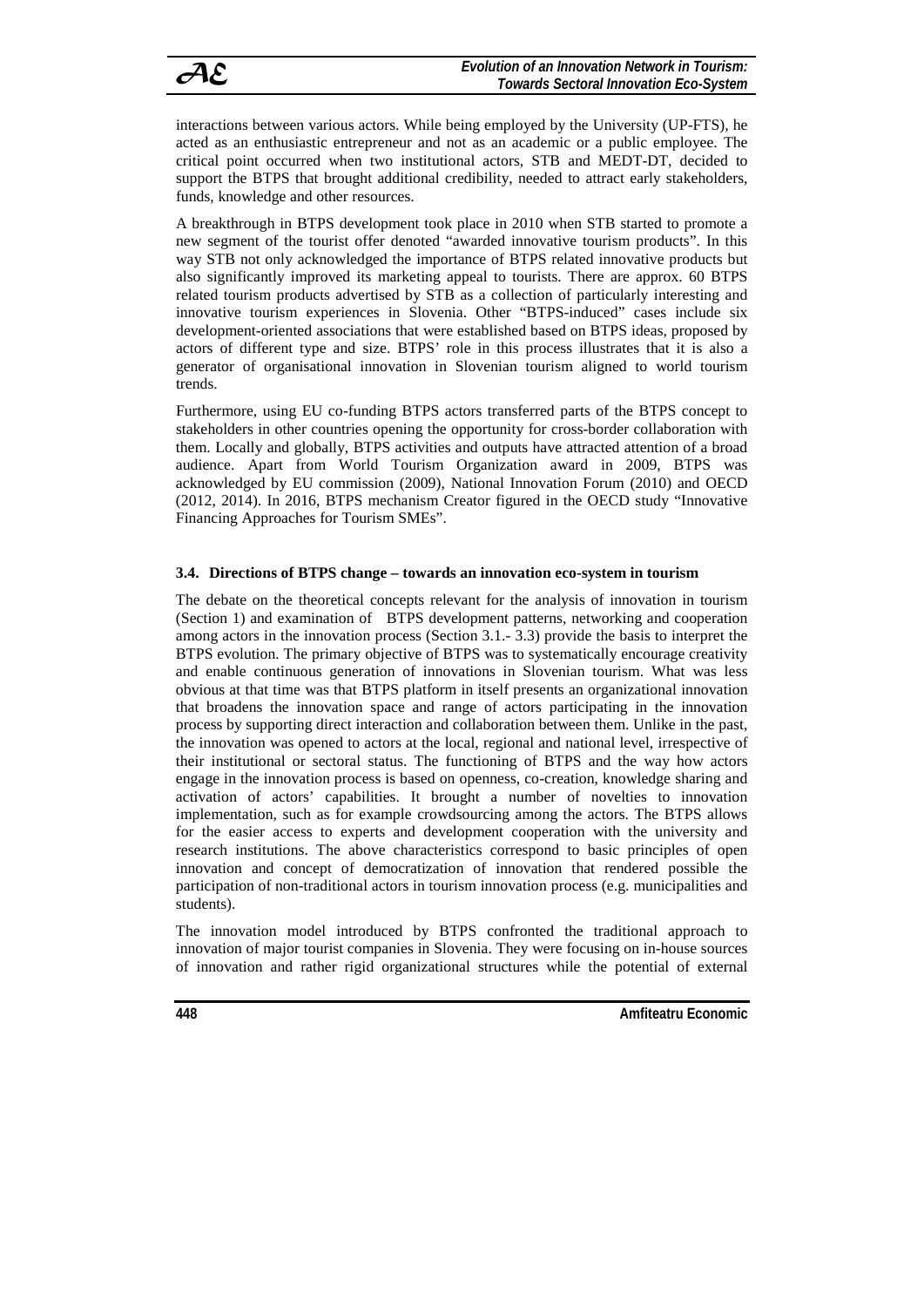interactions between various actors. While being employed by the University (UP-FTS), he acted as an enthusiastic entrepreneur and not as an academic or a public employee. The critical point occurred when two institutional actors, STB and MEDT-DT, decided to support the BTPS that brought additional credibility, needed to attract early stakeholders, funds, knowledge and other resources.

A breakthrough in BTPS development took place in 2010 when STB started to promote a new segment of the tourist offer denoted "awarded innovative tourism products". In this way STB not only acknowledged the importance of BTPS related innovative products but also significantly improved its marketing appeal to tourists. There are approx. 60 BTPS related tourism products advertised by STB as a collection of particularly interesting and innovative tourism experiences in Slovenia. Other "BTPS-induced" cases include six development-oriented associations that were established based on BTPS ideas, proposed by actors of different type and size. BTPS' role in this process illustrates that it is also a generator of organisational innovation in Slovenian tourism aligned to world tourism trends.

Furthermore, using EU co-funding BTPS actors transferred parts of the BTPS concept to stakeholders in other countries opening the opportunity for cross-border collaboration with them. Locally and globally, BTPS activities and outputs have attracted attention of a broad audience. Apart from World Tourism Organization award in 2009, BTPS was acknowledged by EU commission (2009), National Innovation Forum (2010) and OECD (2012, 2014). In 2016, BTPS mechanism Creator figured in the OECD study "Innovative Financing Approaches for Tourism SMEs".

### 3.4. Directions of BTPS change – towards an innovation eco-system in tourism

The debate on the theoretical concepts relevant for the analysis of innovation in tourism (Section 1) and examination of BTPS development patterns, networking and cooperation among actors in the innovation process (Section 3.1.- 3.3) provide the basis to interpret the BTPS evolution. The primary objective of BTPS was to systematically encourage creativity and enable continuous generation of innovations in Slovenian tourism. What was less obvious at that time was that BTPS platform in itself presents an organizational innovation that broadens the innovation space and range of actors participating in the innovation process by supporting direct interaction and collaboration between them. Unlike in the past, the innovation was opened to actors at the local, regional and national level, irrespective of their institutional or sectoral status. The functioning of BTPS and the way how actors engage in the innovation process is based on openness, co-creation, knowledge sharing and activation of actors' capabilities. It brought a number of novelties to innovation implementation, such as for example crowdsourcing among the actors. The BTPS allows for the easier access to experts and development cooperation with the university and research institutions. The above characteristics correspond to basic principles of open innovation and concept of democratization of innovation that rendered possible the participation of non-traditional actors in tourism innovation process (e.g. municipalities and students).

The innovation model introduced by BTPS confronted the traditional approach to innovation of major tourist companies in Slovenia. They were focusing on in-house sources of innovation and rather rigid organizational structures while the potential of external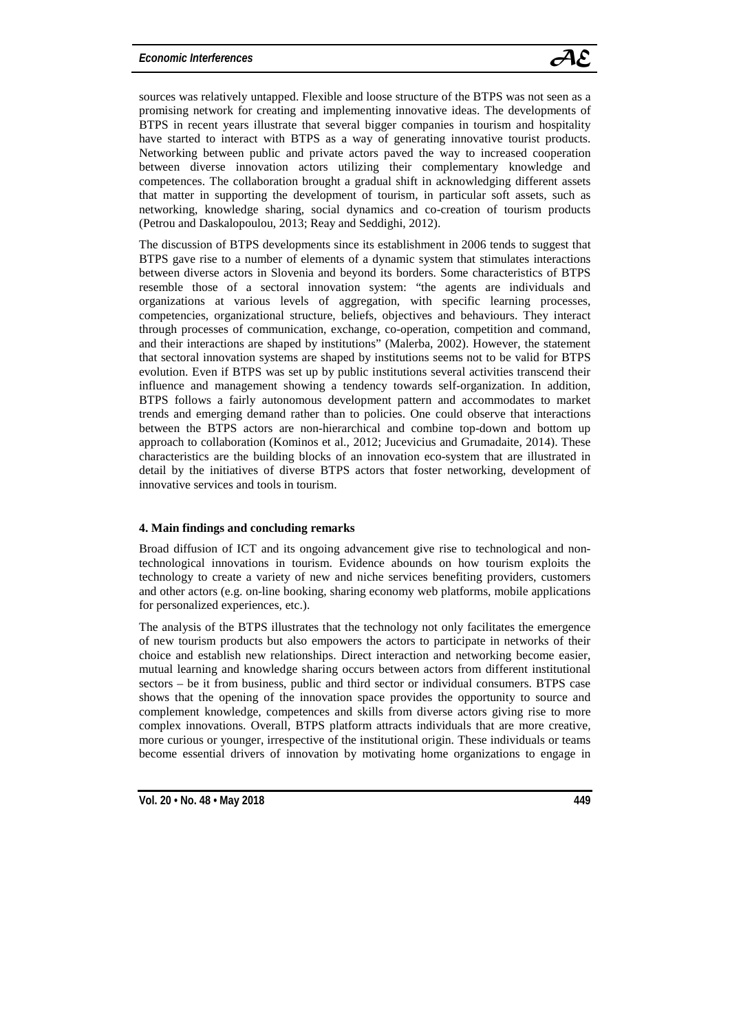sources was relatively untapped. Flexible and loose structure of the BTPS was not seen as a promising network for creating and implementing innovative ideas. The developments of BTPS in recent years illustrate that several bigger companies in tourism and hospitality have started to interact with BTPS as a way of generating innovative tourist products. Networking between public and private actors paved the way to increased cooperation between diverse innovation actors utilizing their complementary knowledge and competences. The collaboration brought a gradual shift in acknowledging different assets that matter in supporting the development of tourism, in particular soft assets, such as networking, knowledge sharing, social dynamics and co-creation of tourism products (Petrou and Daskalopoulou, 2013; Reay and Seddighi, 2012).

The discussion of BTPS developments since its establishment in 2006 tends to suggest that BTPS gave rise to a number of elements of a dynamic system that stimulates interactions between diverse actors in Slovenia and beyond its borders. Some characteristics of BTPS resemble those of a sectoral innovation system: "the agents are individuals and organizations at various levels of aggregation, with specific learning processes, competencies, organizational structure, beliefs, objectives and behaviours. They interact through processes of communication, exchange, co-operation, competition and command, and their interactions are shaped by institutions" (Malerba, 2002). However, the statement that sectoral innovation systems are shaped by institutions seems not to be valid for BTPS evolution. Even if BTPS was set up by public institutions several activities transcend their influence and management showing a tendency towards self-organization. In addition, BTPS follows a fairly autonomous development pattern and accommodates to market trends and emerging demand rather than to policies. One could observe that interactions between the BTPS actors are non-hierarchical and combine top-down and bottom up approach to collaboration (Kominos et al., 2012; Jucevicius and Grumadaite, 2014). These characteristics are the building blocks of an innovation eco-system that are illustrated in detail by the initiatives of diverse BTPS actors that foster networking, development of innovative services and tools in tourism.

## 4. Main findings and concluding remarks

Broad diffusion of ICT and its ongoing advancement give rise to technological and non-technological innovations in tourism. Evidence abounds on how tourism exploits the technology to create a variety of new and niche services benefiting providers, customers and other actors (e.g. on-line booking, sharing economy web platforms, mobile applications for personalized experiences, etc.).

The analysis of the BTPS illustrates that the technology not only facilitates the emergence of new tourism products but also empowers the actors to participate in networks of their choice and establish new relationships. Direct interaction and networking become easier, mutual learning and knowledge sharing occurs between actors from different institutional sectors – be it from business, public and third sector or individual consumers. BTPS case shows that the opening of the innovation space provides the opportunity to source and complement knowledge, competences and skills from diverse actors giving rise to more complex innovations. Overall, BTPS platform attracts individuals that are more creative, more curious or younger, irrespective of the institutional origin. These individuals or teams become essential drivers of innovation by motivating home organizations to engage in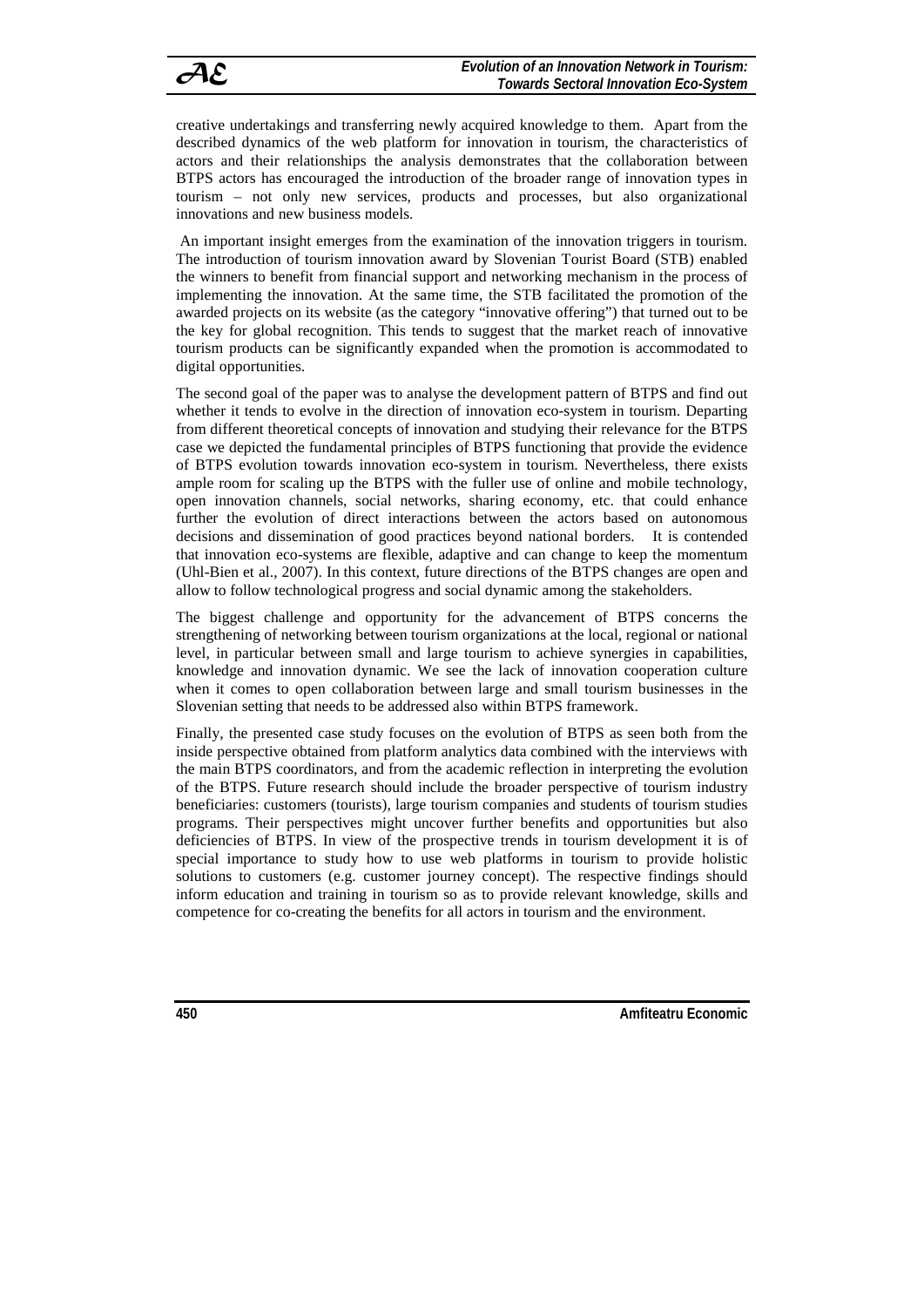creative undertakings and transferring newly acquired knowledge to them. Apart from the described dynamics of the web platform for innovation in tourism, the characteristics of actors and their relationships the analysis demonstrates that the collaboration between BTPS actors has encouraged the introduction of the broader range of innovation types in tourism – not only new services, products and processes, but also organizational innovations and new business models.

An important insight emerges from the examination of the innovation triggers in tourism. The introduction of tourism innovation award by Slovenian Tourist Board (STB) enabled the winners to benefit from financial support and networking mechanism in the process of implementing the innovation. At the same time, the STB facilitated the promotion of the awarded projects on its website (as the category "innovative offering") that turned out to be the key for global recognition. This tends to suggest that the market reach of innovative tourism products can be significantly expanded when the promotion is accommodated to digital opportunities.

The second goal of the paper was to analyse the development pattern of BTPS and find out whether it tends to evolve in the direction of innovation eco-system in tourism. Departing from different theoretical concepts of innovation and studying their relevance for the BTPS case we depicted the fundamental principles of BTPS functioning that provide the evidence of BTPS evolution towards innovation eco-system in tourism. Nevertheless, there exists ample room for scaling up the BTPS with the fuller use of online and mobile technology, open innovation channels, social networks, sharing economy, etc. that could enhance further the evolution of direct interactions between the actors based on autonomous decisions and dissemination of good practices beyond national borders. It is contended that innovation eco-systems are flexible, adaptive and can change to keep the momentum (Uhl-Bien et al., 2007). In this context, future directions of the BTPS changes are open and allow to follow technological progress and social dynamic among the stakeholders.

The biggest challenge and opportunity for the advancement of BTPS concerns the strengthening of networking between tourism organizations at the local, regional or national level, in particular between small and large tourism to achieve synergies in capabilities, knowledge and innovation dynamic. We see the lack of innovation cooperation culture when it comes to open collaboration between large and small tourism businesses in the Slovenian setting that needs to be addressed also within BTPS framework.

Finally, the presented case study focuses on the evolution of BTPS as seen both from the inside perspective obtained from platform analytics data combined with the interviews with the main BTPS coordinators, and from the academic reflection in interpreting the evolution of the BTPS. Future research should include the broader perspective of tourism industry beneficiaries: customers (tourists), large tourism companies and students of tourism studies programs. Their perspectives might uncover further benefits and opportunities but also deficiencies of BTPS. In view of the prospective trends in tourism development it is of special importance to study how to use web platforms in tourism to provide holistic solutions to customers (e.g. customer journey concept). The respective findings should inform education and training in tourism so as to provide relevant knowledge, skills and competence for co-creating the benefits for all actors in tourism and the environment.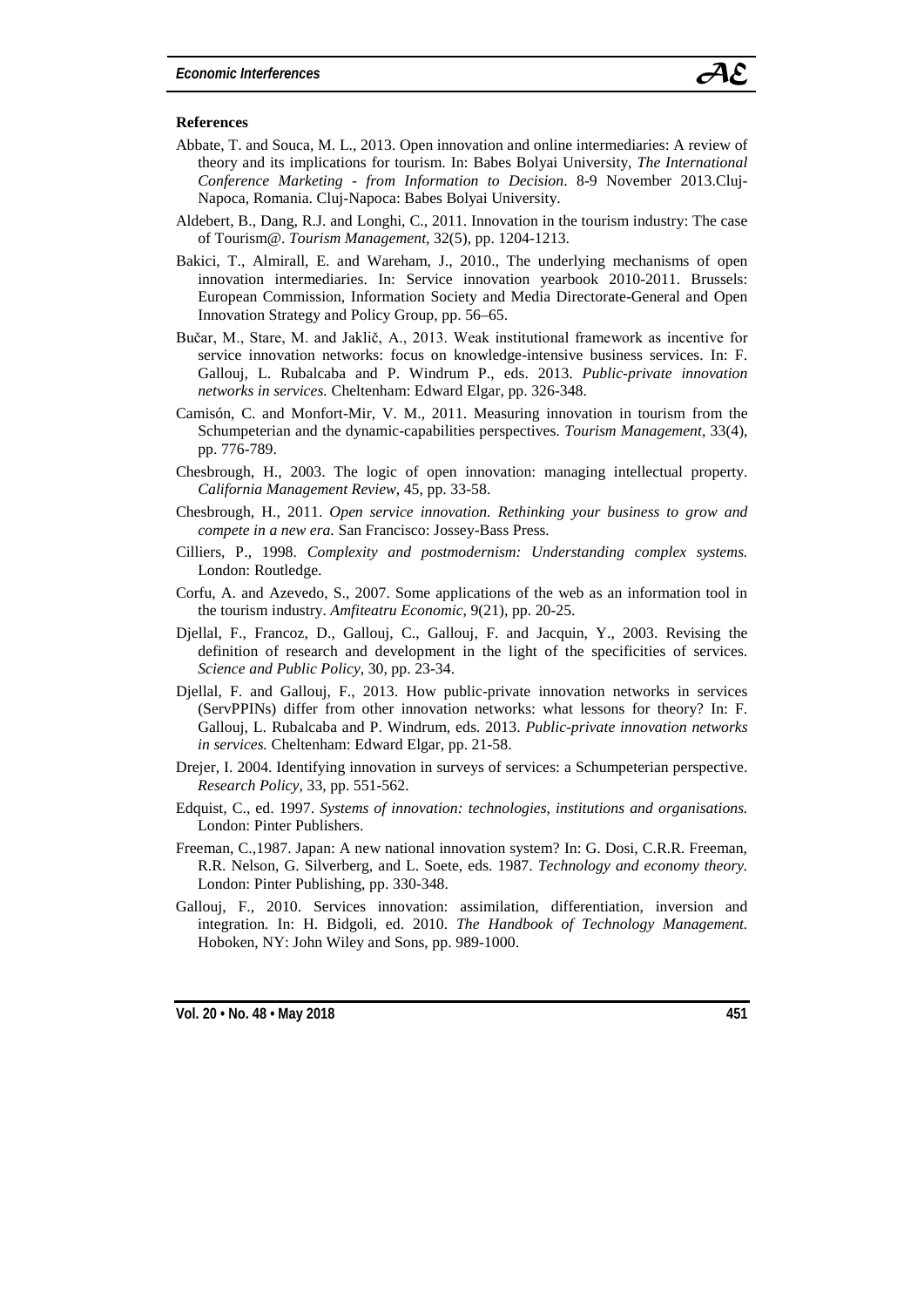**References**

Abbate, T. and Souca, M. L., 2013. Open innovation and online intermediaries: A review of theory and its implications for tourism. In: Babes Bolyai University, *The International Conference Marketing - from Information to Decision*. 8-9 November 2013.Cluj-Napoca, Romania. Cluj-Napoca: Babes Bolyai University.

Aldebert, B., Dang, R.J. and Longhi, C., 2011. Innovation in the tourism industry: The case of Tourism@. *Tourism Management*, 32(5), pp. 1204-1213.

Bakici, T., Almirall, E. and Wareham, J., 2010., The underlying mechanisms of open innovation intermediaries. In: Service innovation yearbook 2010-2011. Brussels: European Commission, Information Society and Media Directorate-General and Open Innovation Strategy and Policy Group, pp. 56–65.

Bučar, M., Stare, M. and Jaklič, A., 2013. Weak institutional framework as incentive for service innovation networks: focus on knowledge-intensive business services. In: F. Gallouj, L. Rubalcaba and P. Windrum P., eds. 2013. *Public-private innovation networks in services.* Cheltenham: Edward Elgar, pp. 326-348.

Camisón, C. and Monfort-Mir, V. M., 2011. Measuring innovation in tourism from the Schumpeterian and the dynamic-capabilities perspectives. *Tourism Management*, 33(4), pp. 776-789.

Chesbrough, H., 2003. The logic of open innovation: managing intellectual property. *California Management Review*, 45, pp. 33-58.

Chesbrough, H., 2011. *Open service innovation. Rethinking your business to grow and compete in a new era.* San Francisco: Jossey-Bass Press.

Cilliers, P., 1998. *Complexity and postmodernism: Understanding complex systems.* London: Routledge.

Corfu, A. and Azevedo, S., 2007. Some applications of the web as an information tool in the tourism industry. *Amfiteatru Economic*, 9(21), pp. 20-25.

Djellal, F., Francoz, D., Gallouj, C., Gallouj, F. and Jacquin, Y., 2003. Revising the definition of research and development in the light of the specificities of services. *Science and Public Policy,* 30, pp. 23-34.

Djellal, F. and Gallouj, F., 2013. How public-private innovation networks in services (ServPPINs) differ from other innovation networks: what lessons for theory? In: F. Gallouj, L. Rubalcaba and P. Windrum, eds. 2013. *Public-private innovation networks in services.* Cheltenham: Edward Elgar, pp. 21-58.

Drejer, I. 2004. Identifying innovation in surveys of services: a Schumpeterian perspective. *Research Policy,* 33, pp. 551-562.

Edquist, C., ed. 1997. *Systems of innovation: technologies, institutions and organisations.* London: Pinter Publishers.

Freeman, C.,1987. Japan: A new national innovation system? In: G. Dosi, C.R.R. Freeman, R.R. Nelson, G. Silverberg, and L. Soete, eds. 1987. *Technology and economy theory.* London: Pinter Publishing, pp. 330-348.

Gallouj, F., 2010. Services innovation: assimilation, differentiation, inversion and integration. In: H. Bidgoli, ed. 2010. *The Handbook of Technology Management.* Hoboken, NY: John Wiley and Sons, pp. 989-1000.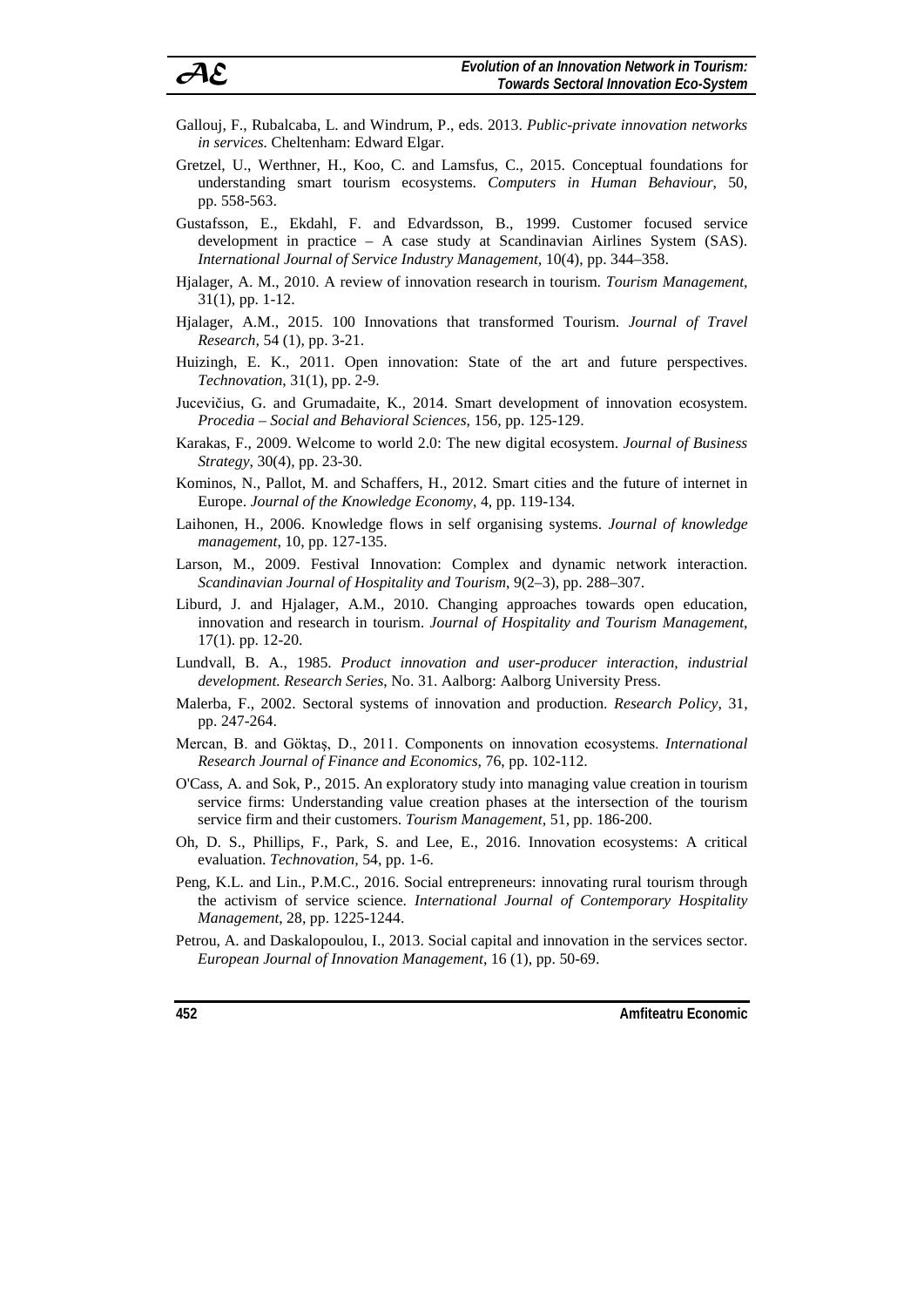Gallouj, F., Rubalcaba, L. and Windrum, P., eds. 2013. *Public-private innovation networks in services*. Cheltenham: Edward Elgar.

Gretzel, U., Werthner, H., Koo, C. and Lamsfus, C., 2015. Conceptual foundations for understanding smart tourism ecosystems. *Computers in Human Behaviour*, 50, pp. 558-563.

Gustafsson, E., Ekdahl, F. and Edvardsson, B., 1999. Customer focused service development in practice – A case study at Scandinavian Airlines System (SAS). *International Journal of Service Industry Management*, 10(4), pp. 344–358.

Hjalager, A. M., 2010. A review of innovation research in tourism. *Tourism Management*, 31(1), pp. 1-12.

Hjalager, A.M., 2015. 100 Innovations that transformed Tourism. *Journal of Travel Research*, 54 (1), pp. 3-21.

Huizingh, E. K., 2011. Open innovation: State of the art and future perspectives. *Technovation*, 31(1), pp. 2-9.

Jucevičius, G. and Grumadaite, K., 2014. Smart development of innovation ecosystem. *Procedia – Social and Behavioral Sciences*, 156, pp. 125-129.

Karakas, F., 2009. Welcome to world 2.0: The new digital ecosystem. *Journal of Business Strategy*, 30(4), pp. 23-30.

Kominos, N., Pallot, M. and Schaffers, H., 2012. Smart cities and the future of internet in Europe. *Journal of the Knowledge Economy*, 4, pp. 119-134.

Laihonen, H., 2006. Knowledge flows in self organising systems. *Journal of knowledge management*, 10, pp. 127-135.

Larson, M., 2009. Festival Innovation: Complex and dynamic network interaction. *Scandinavian Journal of Hospitality and Tourism*, 9(2–3), pp. 288–307.

Liburd, J. and Hjalager, A.M., 2010. Changing approaches towards open education, innovation and research in tourism. *Journal of Hospitality and Tourism Management*, 17(1). pp. 12-20.

Lundvall, B. A., 1985. *Product innovation and user-producer interaction, industrial development. Research Series*, No. 31. Aalborg: Aalborg University Press.

Malerba, F., 2002. Sectoral systems of innovation and production. *Research Policy*, 31, pp. 247-264.

Mercan, B. and Göktaş, D., 2011. Components on innovation ecosystems. *International Research Journal of Finance and Economics*, 76, pp. 102-112.

O'Cass, A. and Sok, P., 2015. An exploratory study into managing value creation in tourism service firms: Understanding value creation phases at the intersection of the tourism service firm and their customers. *Tourism Management*, 51, pp. 186-200.

Oh, D. S., Phillips, F., Park, S. and Lee, E., 2016. Innovation ecosystems: A critical evaluation. *Technovation*, 54, pp. 1-6.

Peng, K.L. and Lin., P.M.C., 2016. Social entrepreneurs: innovating rural tourism through the activism of service science. *International Journal of Contemporary Hospitality Management*, 28, pp. 1225-1244.

Petrou, A. and Daskalopoulou, I., 2013. Social capital and innovation in the services sector. *European Journal of Innovation Management*, 16 (1), pp. 50-69.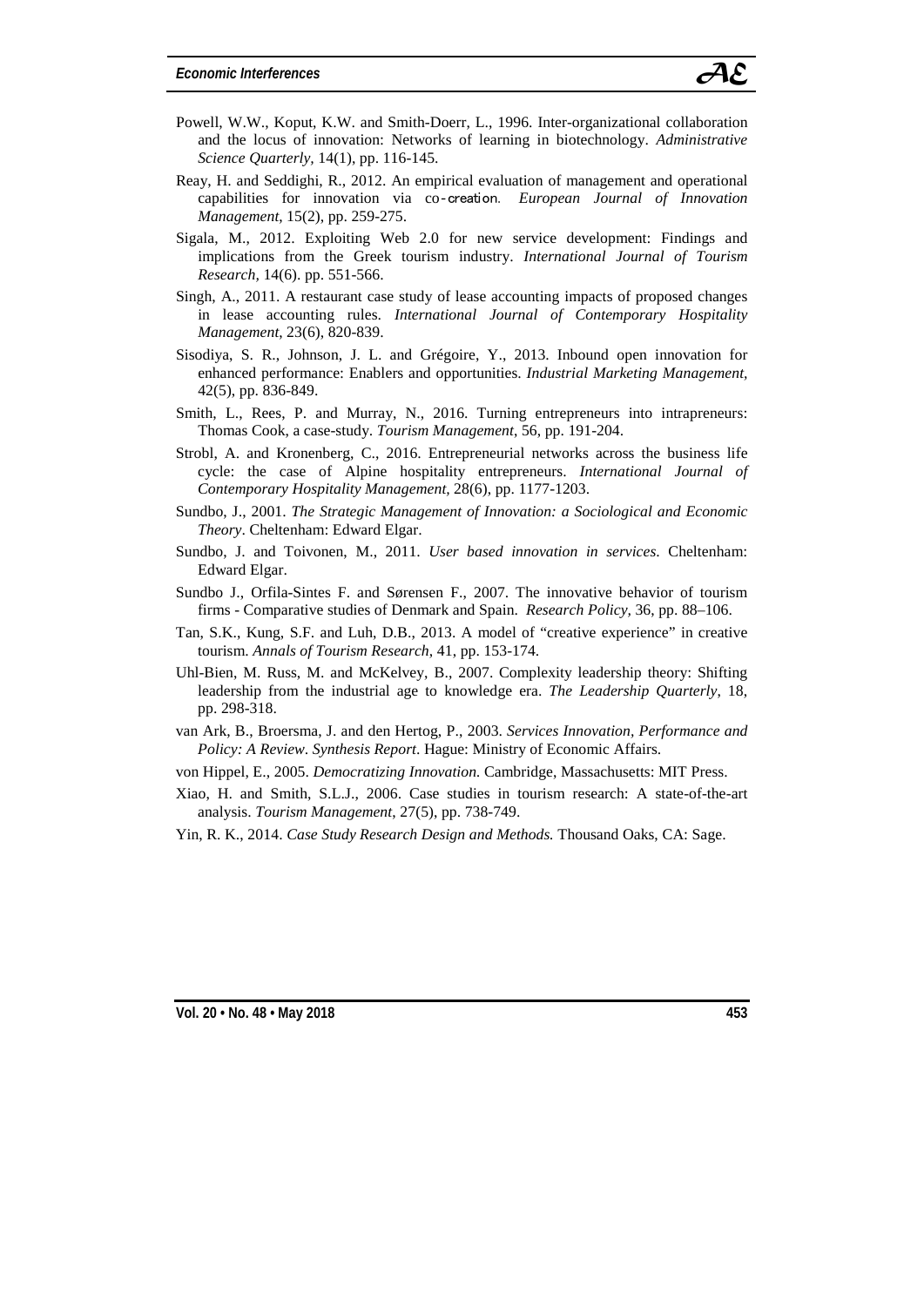Powell, W.W., Koput, K.W. and Smith-Doerr, L., 1996. Inter-organizational collaboration and the locus of innovation: Networks of learning in biotechnology. *Administrative Science Quarterly*, 14(1), pp. 116-145.

Reay, H. and Seddighi, R., 2012. An empirical evaluation of management and operational capabilities for innovation via co-creation. *European Journal of Innovation Management*, 15(2), pp. 259-275.

Sigala, M., 2012. Exploiting Web 2.0 for new service development: Findings and implications from the Greek tourism industry. *International Journal of Tourism Research*, 14(6). pp. 551-566.

Singh, A., 2011. A restaurant case study of lease accounting impacts of proposed changes in lease accounting rules. *International Journal of Contemporary Hospitality Management*, 23(6), 820-839.

Sisodiya, S. R., Johnson, J. L. and Grégoire, Y., 2013. Inbound open innovation for enhanced performance: Enablers and opportunities. *Industrial Marketing Management*, 42(5), pp. 836-849.

Smith, L., Rees, P. and Murray, N., 2016. Turning entrepreneurs into intrapreneurs: Thomas Cook, a case-study. *Tourism Management*, 56, pp. 191-204.

Strobl, A. and Kronenberg, C., 2016. Entrepreneurial networks across the business life cycle: the case of Alpine hospitality entrepreneurs. *International Journal of Contemporary Hospitality Management*, 28(6), pp. 1177-1203.

Sundbo, J., 2001. *The Strategic Management of Innovation: a Sociological and Economic Theory*. Cheltenham: Edward Elgar.

Sundbo, J. and Toivonen, M., 2011. *User based innovation in services*. Cheltenham: Edward Elgar.

Sundbo J., Orfila-Sintes F. and Sørensen F., 2007. The innovative behavior of tourism firms - Comparative studies of Denmark and Spain. *Research Policy*, 36, pp. 88–106.

Tan, S.K., Kung, S.F. and Luh, D.B., 2013. A model of "creative experience" in creative tourism. *Annals of Tourism Research*, 41, pp. 153-174.

Uhl-Bien, M. Russ, M. and McKelvey, B., 2007. Complexity leadership theory: Shifting leadership from the industrial age to knowledge era. *The Leadership Quarterly*, 18, pp. 298-318.

van Ark, B., Broersma, J. and den Hertog, P., 2003. *Services Innovation, Performance and Policy: A Review*. *Synthesis Report*. Hague: Ministry of Economic Affairs.

von Hippel, E., 2005. *Democratizing Innovation*. Cambridge, Massachusetts: MIT Press.

Xiao, H. and Smith, S.L.J., 2006. Case studies in tourism research: A state-of-the-art analysis. *Tourism Management*, 27(5), pp. 738-749.

Yin, R. K., 2014. *Case Study Research Design and Methods.* Thousand Oaks, CA: Sage.